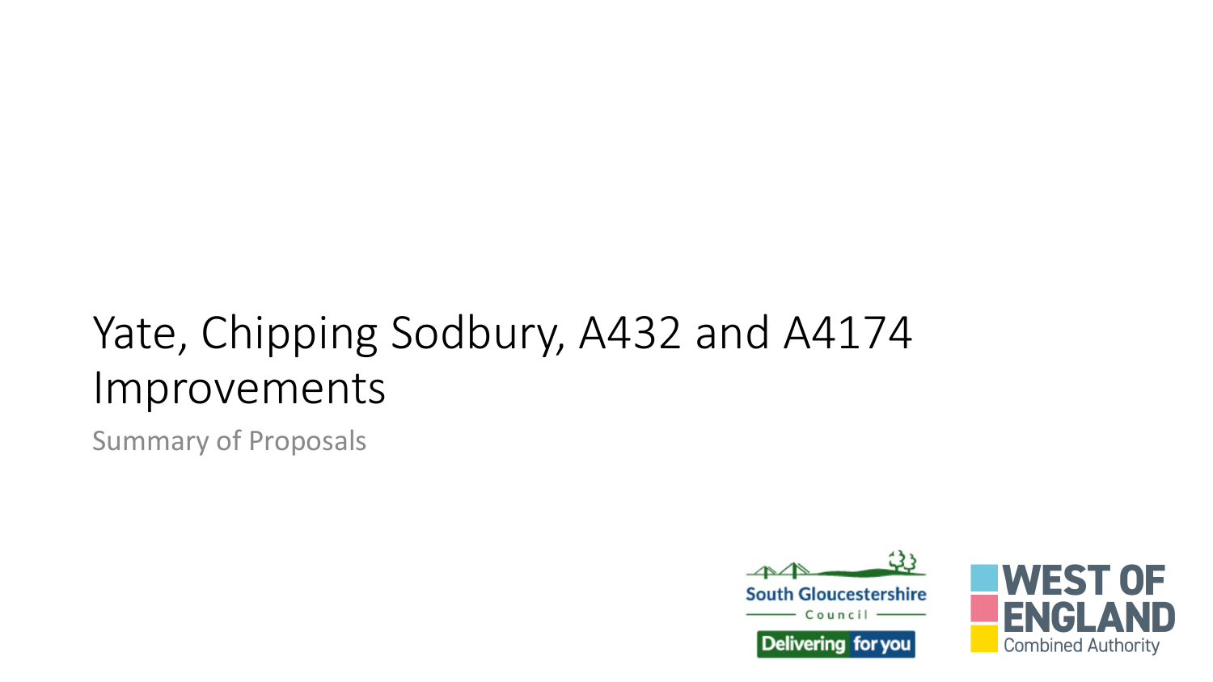# Yate, Chipping Sodbury, A432 and A4174 Improvements

Summary of Proposals

South Gloucestershire Council

Delivering for you

WEST OF ENGLAND Combined Authority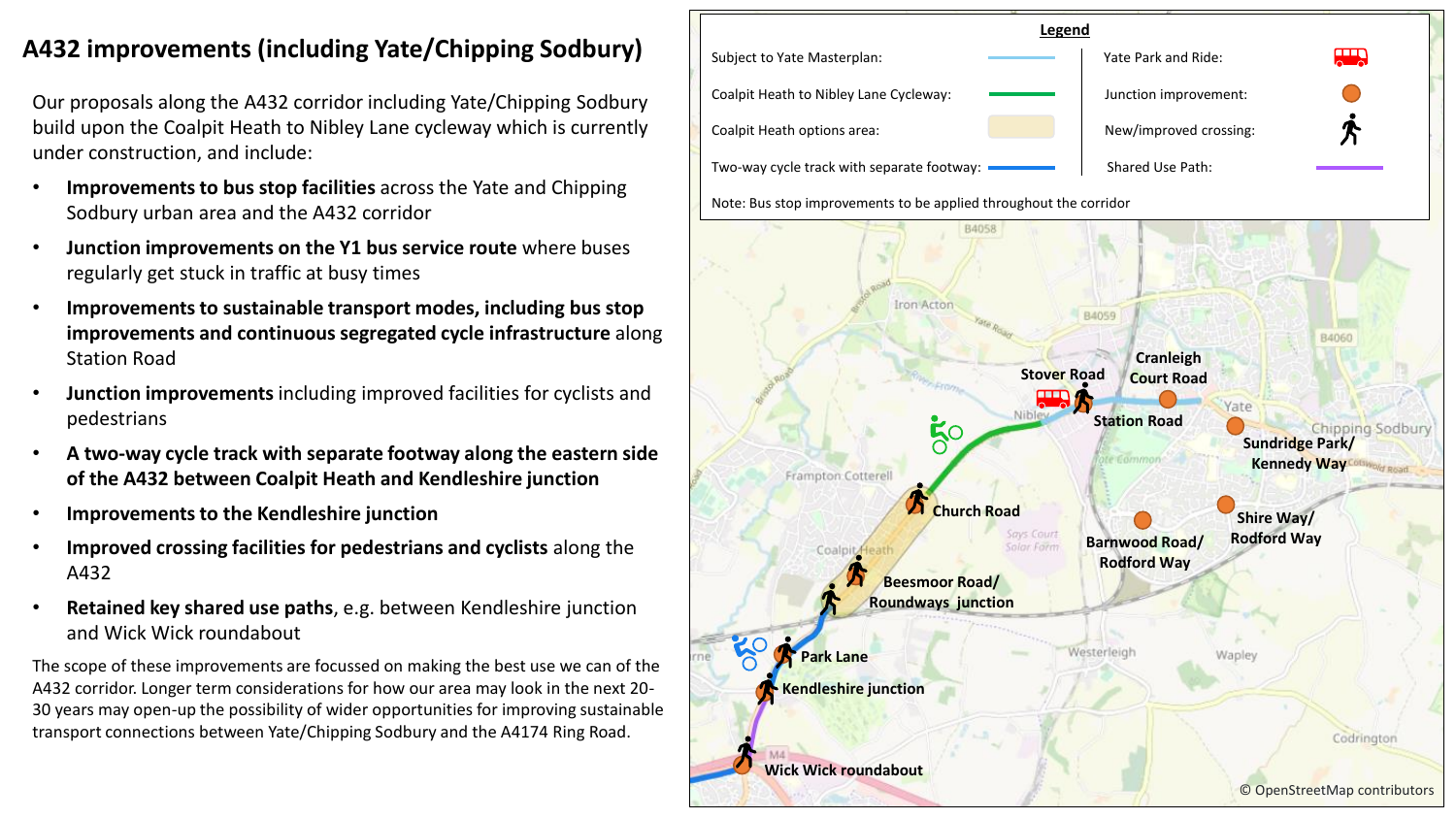## A432 improvements (including Yate/Chipping Sodbury)

Our proposals along the A432 corridor including Yate/Chipping Sodbury build upon the Coalpit Heath to Nibley Lane cycleway which is currently under construction, and include:

- **Improvements to bus stop facilities** across the Yate and Chipping Sodbury urban area and the A432 corridor
- **Junction improvements on the Y1 bus service route** where buses regularly get stuck in traffic at busy times
- **Improvements to sustainable transport modes, including bus stop improvements and continuous segregated cycle infrastructure** along Station Road
- **Junction improvements** including improved facilities for cyclists and pedestrians
- **A two-way cycle track with separate footway along the eastern side of the A432 between Coalpit Heath and Kendleshire junction**
- **Improvements to the Kendleshire junction**
- **Improved crossing facilities for pedestrians and cyclists** along the A432
- **Retained key shared use paths**, e.g. between Kendleshire junction and Wick Wick roundabout

The scope of these improvements are focussed on making the best use we can of the A432 corridor. Longer term considerations for how our area may look in the next 20-30 years may open-up the possibility of wider opportunities for improving sustainable transport connections between Yate/Chipping Sodbury and the A4174 Ring Road.

**Legend**

| | |
|---|---|
| Subject to Yate Masterplan | Yate Park and Ride |
| Coalpit Heath to Nibley Lane Cycleway | Junction improvement |
| Coalpit Heath options area | New/improved crossing |
| Two-way cycle track with separate footway | Shared Use Path |

Note: Bus stop improvements to be applied throughout the corridor

Stover Road · Cranleigh Court Road · Station Road · Sundridge Park/ Kennedy Way · Church Road · Shire Way/ Rodford Way · Barnwood Road/ Rodford Way · Beesmoor Road/ Roundways junction · Park Lane · Kendleshire junction · Wick Wick roundabout

© OpenStreetMap contributors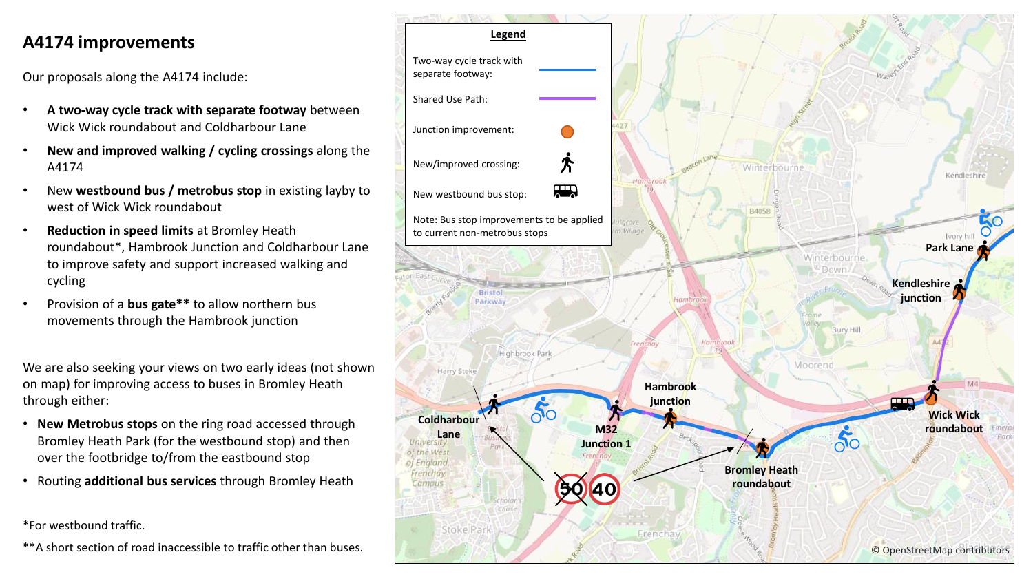## A4174 improvements

Our proposals along the A4174 include:

- **A two-way cycle track with separate footway** between Wick Wick roundabout and Coldharbour Lane
- **New and improved walking / cycling crossings** along the A4174
- New **westbound bus / metrobus stop** in existing layby to west of Wick Wick roundabout
- **Reduction in speed limits** at Bromley Heath roundabout*, Hambrook Junction and Coldharbour Lane to improve safety and support increased walking and cycling
- Provision of a **bus gate**** to allow northern bus movements through the Hambrook junction

We are also seeking your views on two early ideas (not shown on map) for improving access to buses in Bromley Heath through either:

- **New Metrobus stops** on the ring road accessed through Bromley Heath Park (for the westbound stop) and then over the footbridge to/from the eastbound stop
- Routing **additional bus services** through Bromley Heath

*For westbound traffic.

**A short section of road inaccessible to traffic other than buses.

Legend

Two-way cycle track with separate footway:

Shared Use Path:

Junction improvement:

New/improved crossing:

New westbound bus stop:

Note: Bus stop improvements to be applied to current non-metrobus stops

Coldharbour Lane

M32 Junction 1

Hambrook junction

Bromley Heath roundabout

Wick Wick roundabout

Kendleshire junction

Park Lane

50

40

© OpenStreetMap contributors